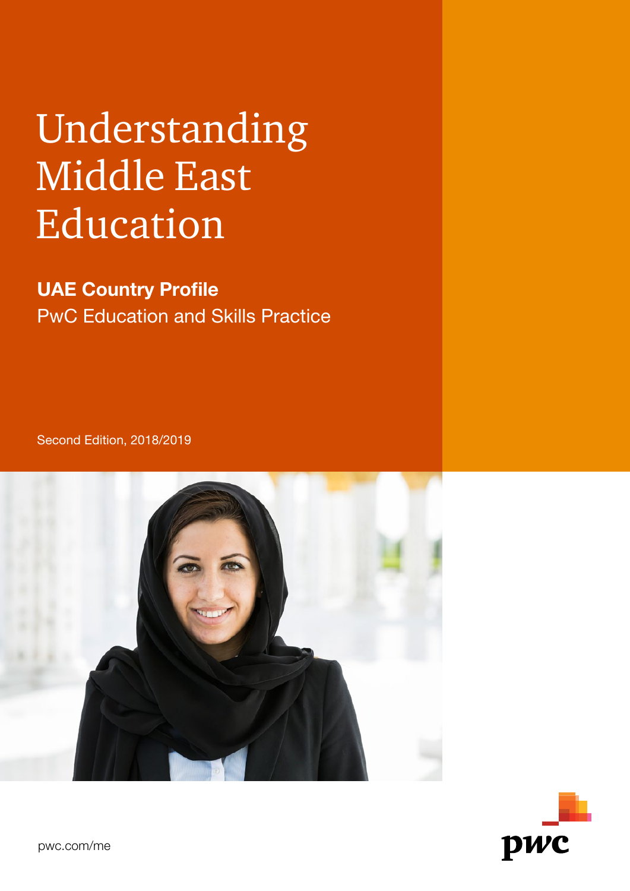# Understanding Middle East Education

**UAE Country Profile**

PwC Education and Skills Practice

Second Edition, 2018/2019

pwc.com/me

pwc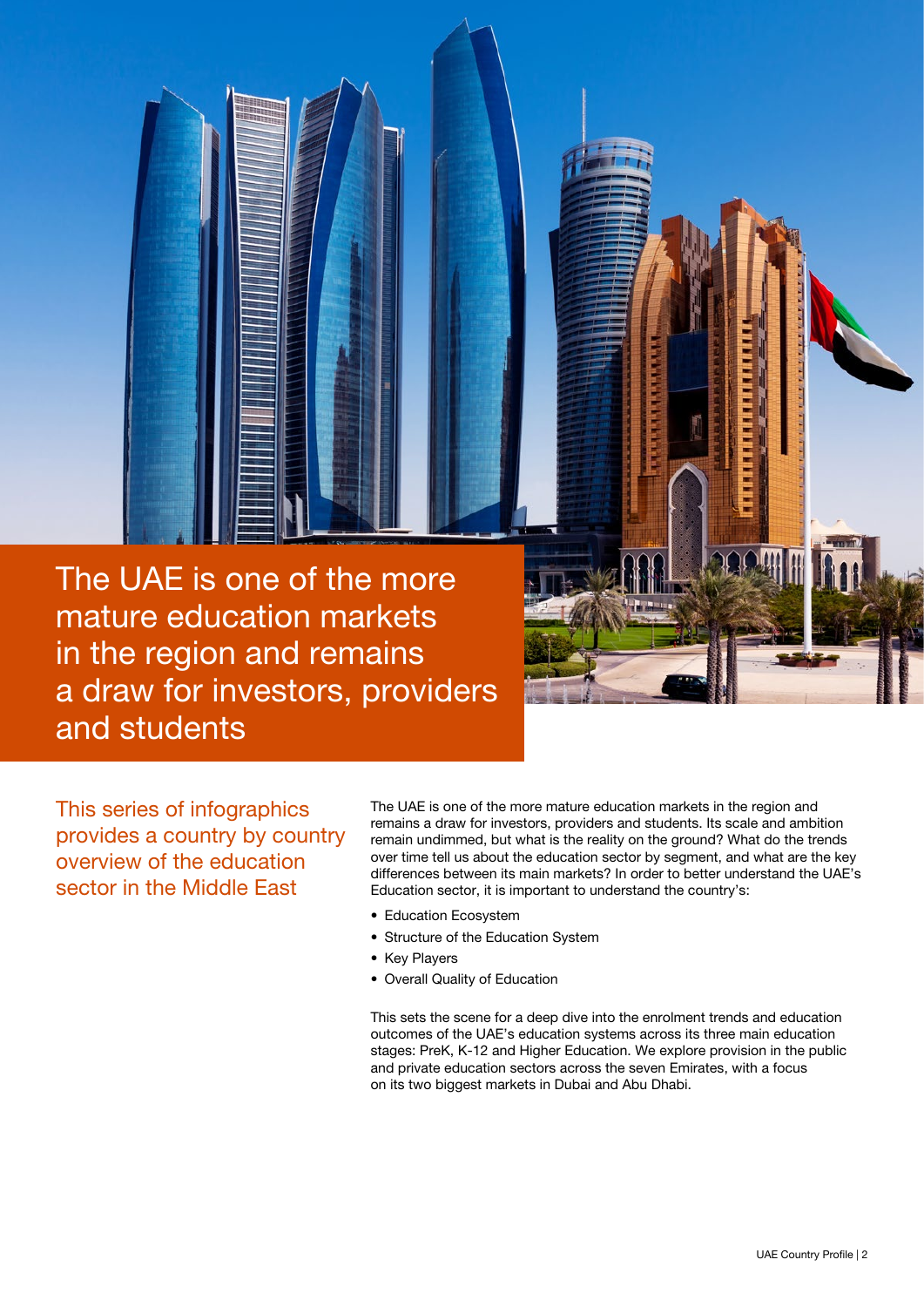# The UAE is one of the more mature education markets in the region and remains a draw for investors, providers and students

## This series of infographics provides a country by country overview of the education sector in the Middle East

The UAE is one of the more mature education markets in the region and remains a draw for investors, providers and students. Its scale and ambition remain undimmed, but what is the reality on the ground? What do the trends over time tell us about the education sector by segment, and what are the key differences between its main markets? In order to better understand the UAE's Education sector, it is important to understand the country's:

- Education Ecosystem
- Structure of the Education System
- Key Players
- Overall Quality of Education

This sets the scene for a deep dive into the enrolment trends and education outcomes of the UAE's education systems across its three main education stages: PreK, K-12 and Higher Education. We explore provision in the public and private education sectors across the seven Emirates, with a focus on its two biggest markets in Dubai and Abu Dhabi.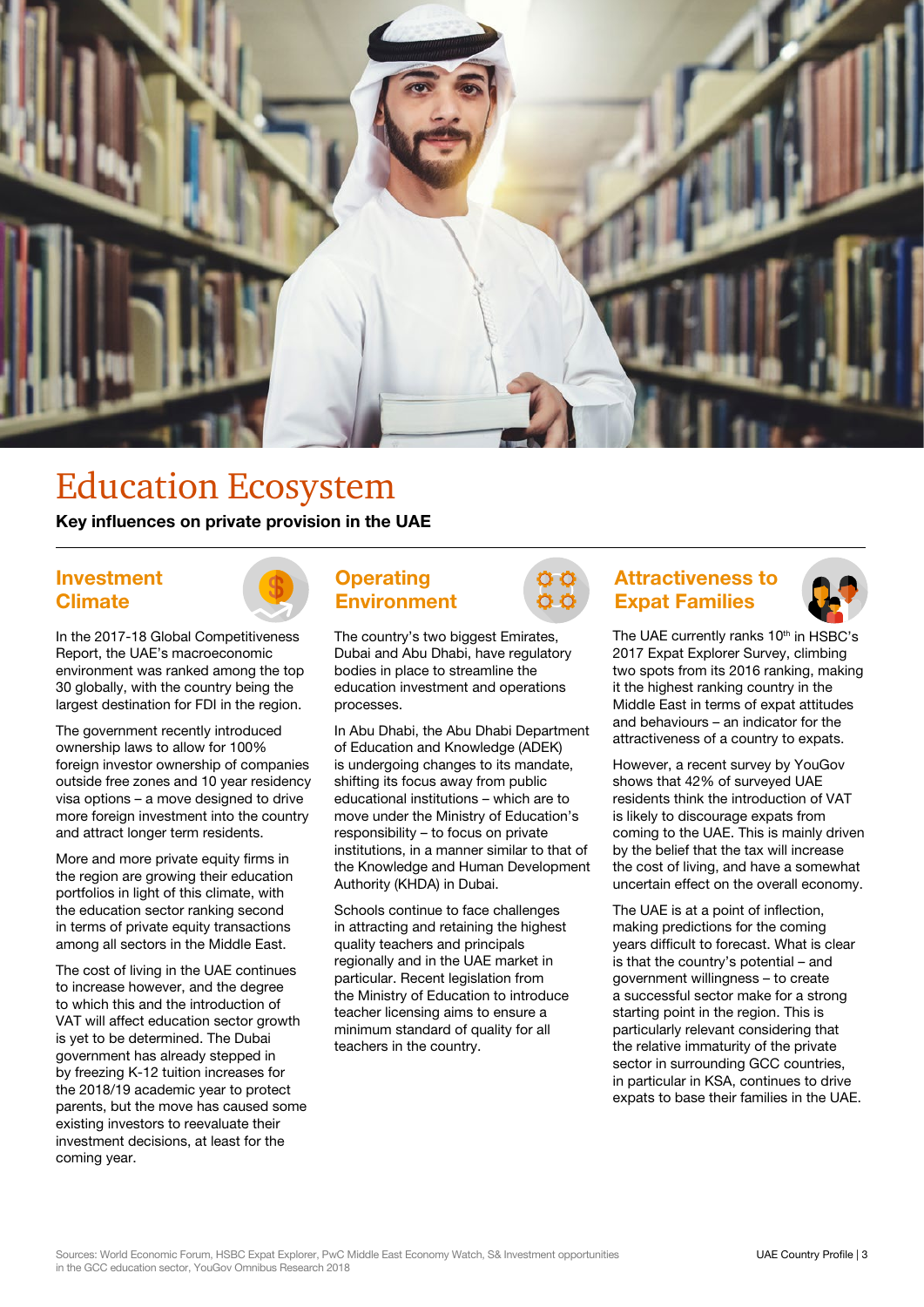# Education Ecosystem

**Key influences on private provision in the UAE**

## Investment Climate

In the 2017-18 Global Competitiveness Report, the UAE's macroeconomic environment was ranked among the top 30 globally, with the country being the largest destination for FDI in the region.

The government recently introduced ownership laws to allow for 100% foreign investor ownership of companies outside free zones and 10 year residency visa options – a move designed to drive more foreign investment into the country and attract longer term residents.

More and more private equity firms in the region are growing their education portfolios in light of this climate, with the education sector ranking second in terms of private equity transactions among all sectors in the Middle East.

The cost of living in the UAE continues to increase however, and the degree to which this and the introduction of VAT will affect education sector growth is yet to be determined. The Dubai government has already stepped in by freezing K-12 tuition increases for the 2018/19 academic year to protect parents, but the move has caused some existing investors to reevaluate their investment decisions, at least for the coming year.

## Operating Environment

The country's two biggest Emirates, Dubai and Abu Dhabi, have regulatory bodies in place to streamline the education investment and operations processes.

In Abu Dhabi, the Abu Dhabi Department of Education and Knowledge (ADEK) is undergoing changes to its mandate, shifting its focus away from public educational institutions – which are to move under the Ministry of Education's responsibility – to focus on private institutions, in a manner similar to that of the Knowledge and Human Development Authority (KHDA) in Dubai.

Schools continue to face challenges in attracting and retaining the highest quality teachers and principals regionally and in the UAE market in particular. Recent legislation from the Ministry of Education to introduce teacher licensing aims to ensure a minimum standard of quality for all teachers in the country.

## Attractiveness to Expat Families

The UAE currently ranks 10th in HSBC's 2017 Expat Explorer Survey, climbing two spots from its 2016 ranking, making it the highest ranking country in the Middle East in terms of expat attitudes and behaviours – an indicator for the attractiveness of a country to expats.

However, a recent survey by YouGov shows that 42% of surveyed UAE residents think the introduction of VAT is likely to discourage expats from coming to the UAE. This is mainly driven by the belief that the tax will increase the cost of living, and have a somewhat uncertain effect on the overall economy.

The UAE is at a point of inflection, making predictions for the coming years difficult to forecast. What is clear is that the country's potential – and government willingness – to create a successful sector make for a strong starting point in the region. This is particularly relevant considering that the relative immaturity of the private sector in surrounding GCC countries, in particular in KSA, continues to drive expats to base their families in the UAE.

Sources: World Economic Forum, HSBC Expat Explorer, PwC Middle East Economy Watch, S& Investment opportunities in the GCC education sector, YouGov Omnibus Research 2018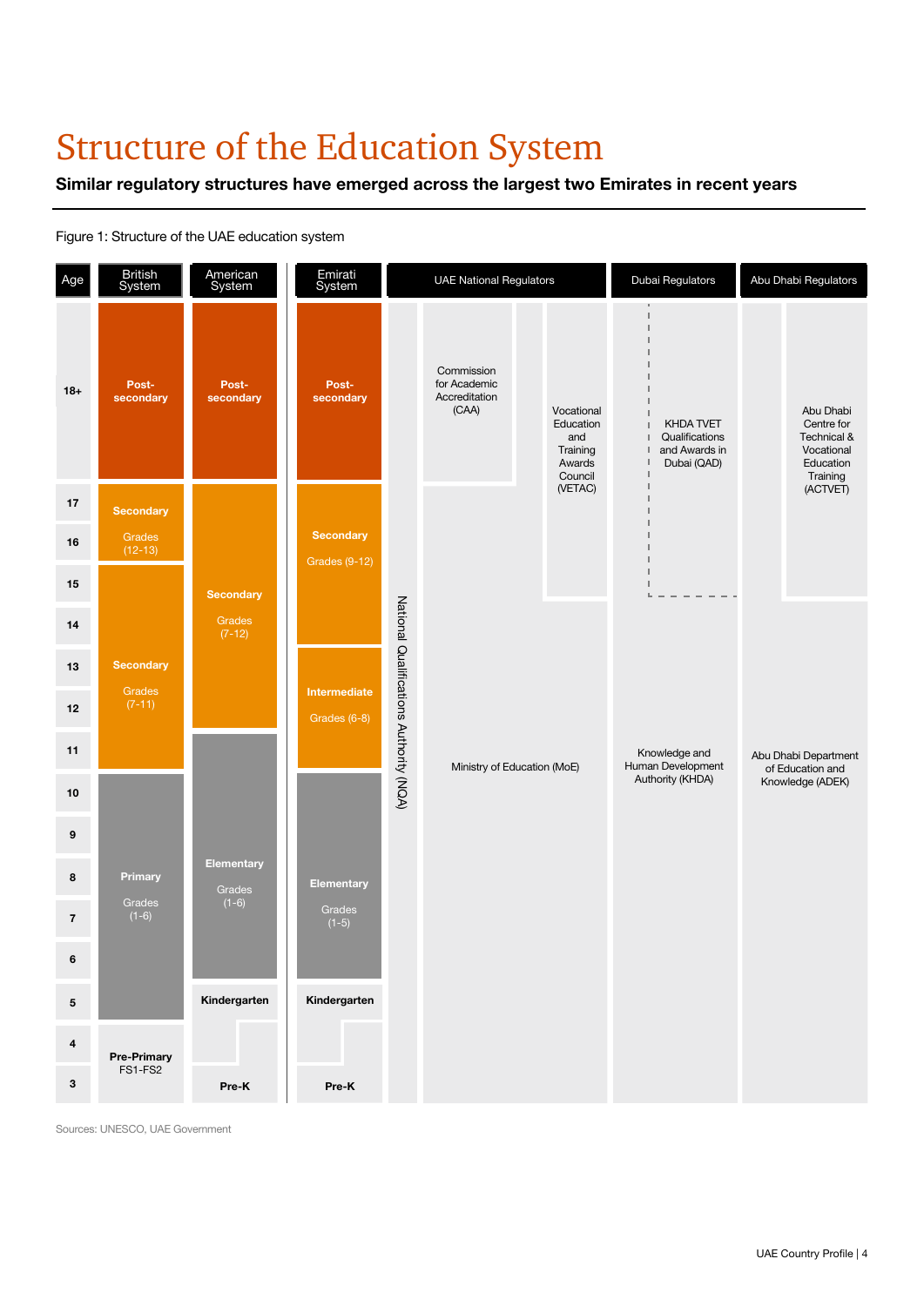# Structure of the Education System

**Similar regulatory structures have emerged across the largest two Emirates in recent years**

Figure 1: Structure of the UAE education system

| Age | British System | American System | Emirati System |
|---|---|---|---|
| 18+ | Post-secondary | Post-secondary | Post-secondary |
| 17 | Secondary Grades (12-13) | Secondary Grades (7-12) | Secondary Grades (9-12) |
| 16 | Secondary Grades (12-13) | Secondary Grades (7-12) | Secondary Grades (9-12) |
| 15 | Secondary Grades (7-11) | Secondary Grades (7-12) | Secondary Grades (9-12) |
| 14 | Secondary Grades (7-11) | Secondary Grades (7-12) | Secondary Grades (9-12) |
| 13 | Secondary Grades (7-11) | Secondary Grades (7-12) | Intermediate Grades (6-8) |
| 12 | Secondary Grades (7-11) | Secondary Grades (7-12) | Intermediate Grades (6-8) |
| 11 | Secondary Grades (7-11) | Elementary Grades (1-6) | Intermediate Grades (6-8) |
| 10 | Primary Grades (1-6) | Elementary Grades (1-6) | Elementary Grades (1-5) |
| 9 | Primary Grades (1-6) | Elementary Grades (1-6) | Elementary Grades (1-5) |
| 8 | Primary Grades (1-6) | Elementary Grades (1-6) | Elementary Grades (1-5) |
| 7 | Primary Grades (1-6) | Elementary Grades (1-6) | Elementary Grades (1-5) |
| 6 | Primary Grades (1-6) | Elementary Grades (1-6) | Elementary Grades (1-5) |
| 5 | Primary Grades (1-6) | Kindergarten | Kindergarten |
| 4 | Pre-Primary FS1-FS2 | Pre-K | Pre-K |
| 3 | Pre-Primary FS1-FS2 | Pre-K | Pre-K |

**UAE National Regulators:** National Qualifications Authority (NQA); Commission for Academic Accreditation (CAA); Vocational Education and Training Awards Council (VETAC); Ministry of Education (MoE)

**Dubai Regulators:** KHDA TVET Qualifications and Awards in Dubai (QAD); Knowledge and Human Development Authority (KHDA)

**Abu Dhabi Regulators:** Abu Dhabi Centre for Technical & Vocational Education Training (ACTVET); Abu Dhabi Department of Education and Knowledge (ADEK)

Sources: UNESCO, UAE Government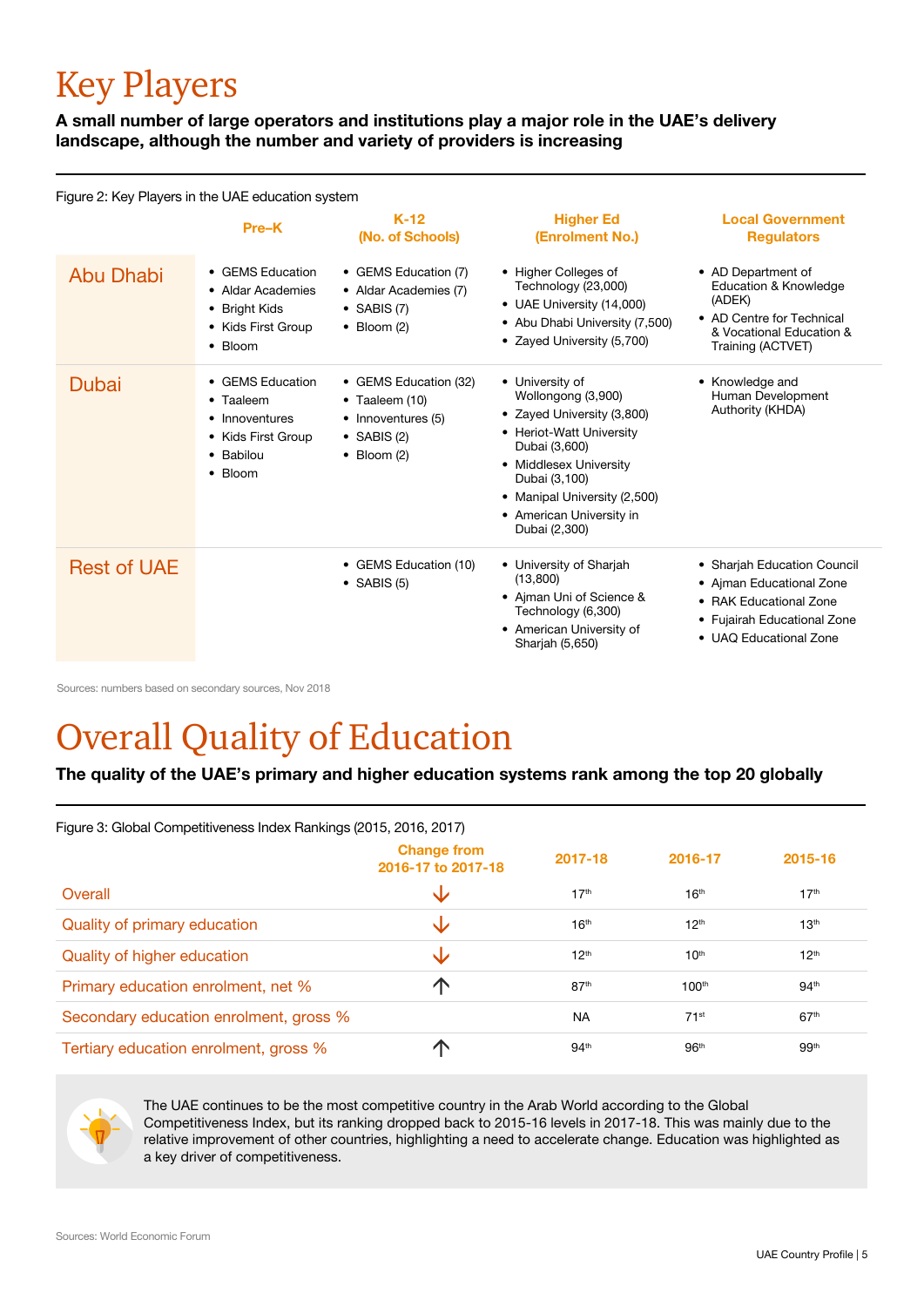# Key Players

**A small number of large operators and institutions play a major role in the UAE's delivery landscape, although the number and variety of providers is increasing**

Figure 2: Key Players in the UAE education system

| | Pre–K | K-12 (No. of Schools) | Higher Ed (Enrolment No.) | Local Government Regulators |
|---|---|---|---|---|
| Abu Dhabi | • GEMS Education<br>• Aldar Academies<br>• Bright Kids<br>• Kids First Group<br>• Bloom | • GEMS Education (7)<br>• Aldar Academies (7)<br>• SABIS (7)<br>• Bloom (2) | • Higher Colleges of Technology (23,000)<br>• UAE University (14,000)<br>• Abu Dhabi University (7,500)<br>• Zayed University (5,700) | • AD Department of Education & Knowledge (ADEK)<br>• AD Centre for Technical & Vocational Education & Training (ACTVET) |
| Dubai | • GEMS Education<br>• Taaleem<br>• Innoventures<br>• Kids First Group<br>• Babilou<br>• Bloom | • GEMS Education (32)<br>• Taaleem (10)<br>• Innoventures (5)<br>• SABIS (2)<br>• Bloom (2) | • University of Wollongong (3,900)<br>• Zayed University (3,800)<br>• Heriot-Watt University Dubai (3,600)<br>• Middlesex University Dubai (3,100)<br>• Manipal University (2,500)<br>• American University in Dubai (2,300) | • Knowledge and Human Development Authority (KHDA) |
| Rest of UAE | | • GEMS Education (10)<br>• SABIS (5) | • University of Sharjah (13,800)<br>• Ajman Uni of Science & Technology (6,300)<br>• American University of Sharjah (5,650) | • Sharjah Education Council<br>• Ajman Educational Zone<br>• RAK Educational Zone<br>• Fujairah Educational Zone<br>• UAQ Educational Zone |

Sources: numbers based on secondary sources, Nov 2018

# Overall Quality of Education

**The quality of the UAE's primary and higher education systems rank among the top 20 globally**

Figure 3: Global Competitiveness Index Rankings (2015, 2016, 2017)

| | Change from 2016-17 to 2017-18 | 2017-18 | 2016-17 | 2015-16 |
|---|---|---|---|---|
| Overall | ↓ | 17th | 16th | 17th |
| Quality of primary education | ↓ | 16th | 12th | 13th |
| Quality of higher education | ↓ | 12th | 10th | 12th |
| Primary education enrolment, net % | ↑ | 87th | 100th | 94th |
| Secondary education enrolment, gross % | | NA | 71st | 67th |
| Tertiary education enrolment, gross % | ↑ | 94th | 96th | 99th |

The UAE continues to be the most competitive country in the Arab World according to the Global Competitiveness Index, but its ranking dropped back to 2015-16 levels in 2017-18. This was mainly due to the relative improvement of other countries, highlighting a need to accelerate change. Education was highlighted as a key driver of competitiveness.

Sources: World Economic Forum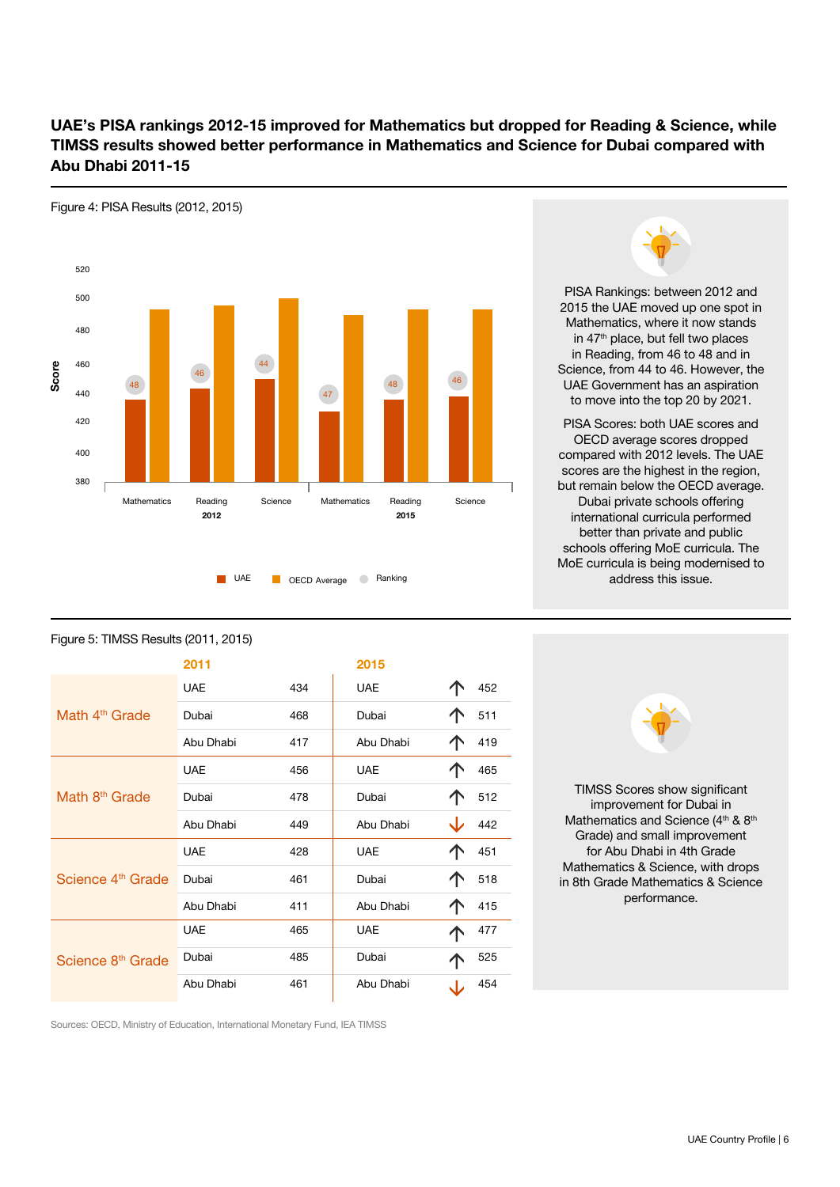## UAE's PISA rankings 2012-15 improved for Mathematics but dropped for Reading & Science, while TIMSS results showed better performance in Mathematics and Science for Dubai compared with Abu Dhabi 2011-15

Figure 4: PISA Results (2012, 2015)

| Year | Subject | Ranking |
|---|---|---|
| 2012 | Mathematics | 48 |
| 2012 | Reading | 46 |
| 2012 | Science | 44 |
| 2015 | Mathematics | 47 |
| 2015 | Reading | 48 |
| 2015 | Science | 46 |

Legend: UAE, OECD Average, Ranking

PISA Rankings: between 2012 and 2015 the UAE moved up one spot in Mathematics, where it now stands in 47th place, but fell two places in Reading, from 46 to 48 and in Science, from 44 to 46. However, the UAE Government has an aspiration to move into the top 20 by 2021.

PISA Scores: both UAE scores and OECD average scores dropped compared with 2012 levels. The UAE scores are the highest in the region, but remain below the OECD average. Dubai private schools offering international curricula performed better than private and public schools offering MoE curricula. The MoE curricula is being modernised to address this issue.

Figure 5: TIMSS Results (2011, 2015)

| | 2011 | | 2015 | | |
|---|---|---|---|---|---|
| Math 4th Grade | UAE | 434 | UAE | ↑ | 452 |
| | Dubai | 468 | Dubai | ↑ | 511 |
| | Abu Dhabi | 417 | Abu Dhabi | ↑ | 419 |
| Math 8th Grade | UAE | 456 | UAE | ↑ | 465 |
| | Dubai | 478 | Dubai | ↑ | 512 |
| | Abu Dhabi | 449 | Abu Dhabi | ↓ | 442 |
| Science 4th Grade | UAE | 428 | UAE | ↑ | 451 |
| | Dubai | 461 | Dubai | ↑ | 518 |
| | Abu Dhabi | 411 | Abu Dhabi | ↑ | 415 |
| Science 8th Grade | UAE | 465 | UAE | ↑ | 477 |
| | Dubai | 485 | Dubai | ↑ | 525 |
| | Abu Dhabi | 461 | Abu Dhabi | ↓ | 454 |

TIMSS Scores show significant improvement for Dubai in Mathematics and Science (4th & 8th Grade) and small improvement for Abu Dhabi in 4th Grade Mathematics & Science, with drops in 8th Grade Mathematics & Science performance.

Sources: OECD, Ministry of Education, International Monetary Fund, IEA TIMSS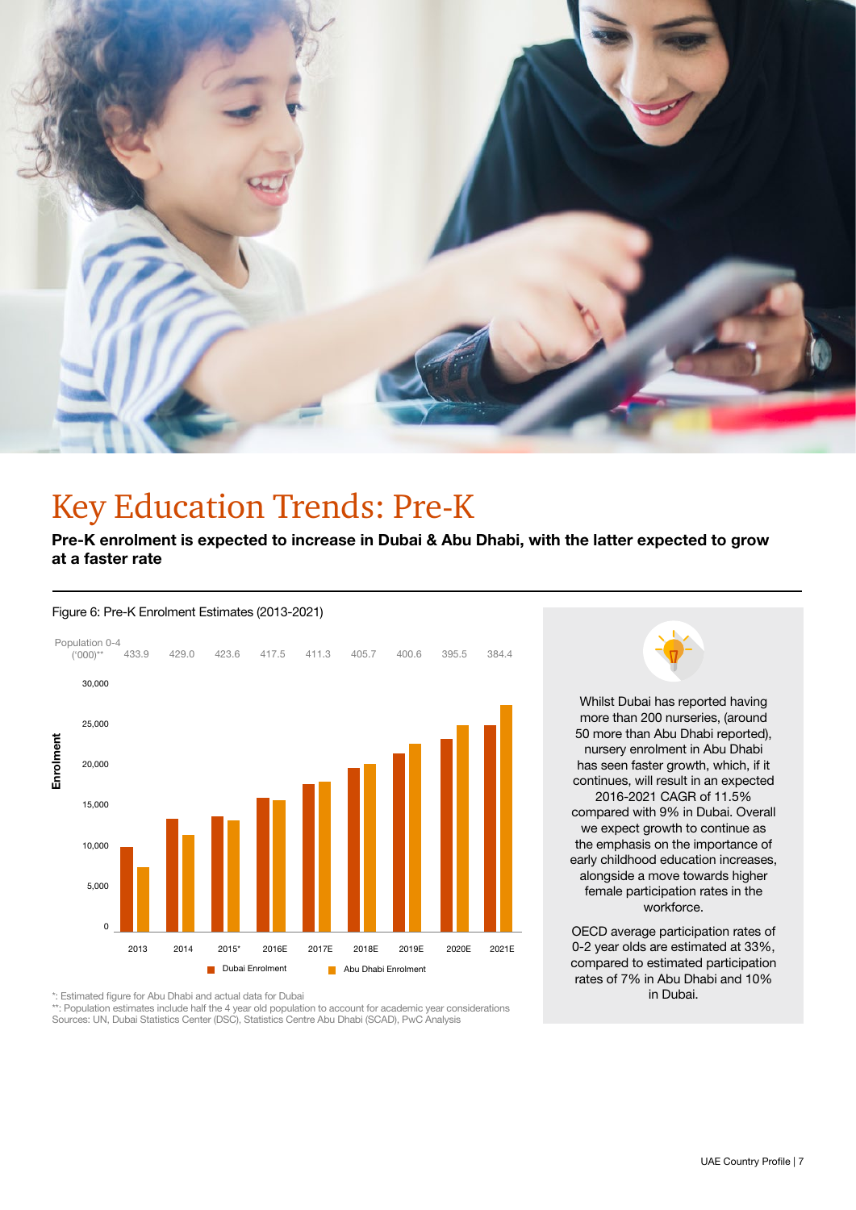# Key Education Trends: Pre-K

**Pre-K enrolment is expected to increase in Dubai & Abu Dhabi, with the latter expected to grow at a faster rate**

Figure 6: Pre-K Enrolment Estimates (2013-2021)

| | 2013 | 2014 | 2015* | 2016E | 2017E | 2018E | 2019E | 2020E | 2021E |
|---|---|---|---|---|---|---|---|---|---|
| Population 0-4 ('000)** | 433.9 | 429.0 | 423.6 | 417.5 | 411.3 | 405.7 | 400.6 | 395.5 | 384.4 |

*: Estimated figure for Abu Dhabi and actual data for Dubai

**: Population estimates include half the 4 year old population to account for academic year considerations

Sources: UN, Dubai Statistics Center (DSC), Statistics Centre Abu Dhabi (SCAD), PwC Analysis

Whilst Dubai has reported having more than 200 nurseries, (around 50 more than Abu Dhabi reported), nursery enrolment in Abu Dhabi has seen faster growth, which, if it continues, will result in an expected 2016-2021 CAGR of 11.5% compared with 9% in Dubai. Overall we expect growth to continue as the emphasis on the importance of early childhood education increases, alongside a move towards higher female participation rates in the workforce.

OECD average participation rates of 0-2 year olds are estimated at 33%, compared to estimated participation rates of 7% in Abu Dhabi and 10% in Dubai.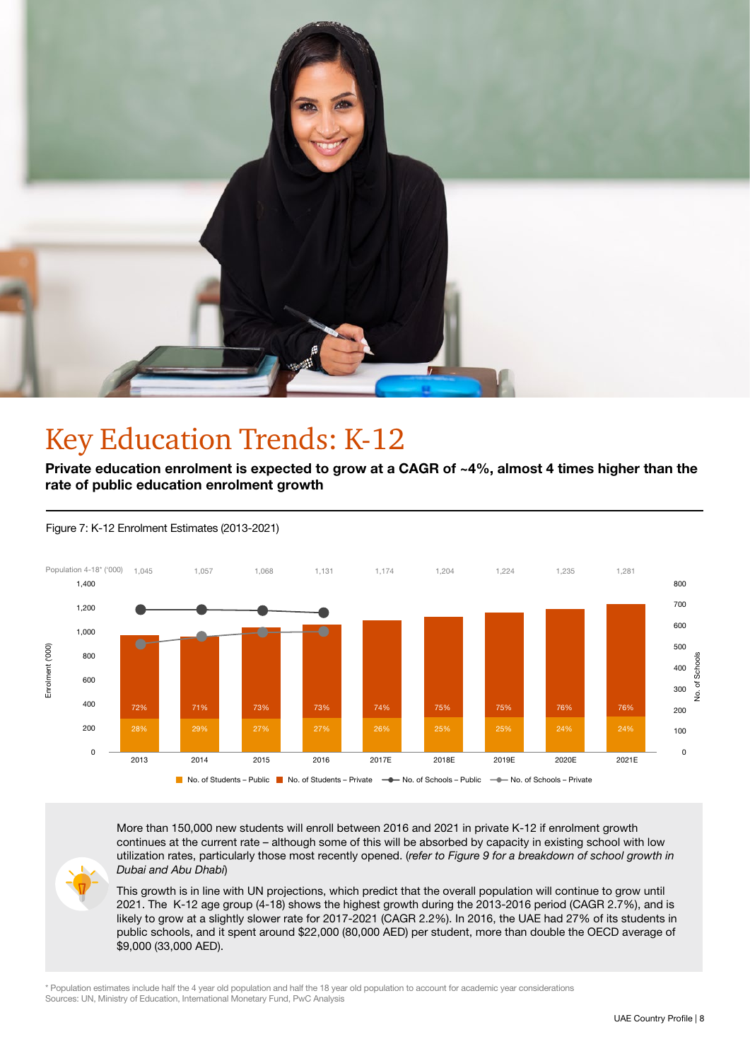# Key Education Trends: K-12

**Private education enrolment is expected to grow at a CAGR of ~4%, almost 4 times higher than the rate of public education enrolment growth**

Figure 7: K-12 Enrolment Estimates (2013-2021)

| | 2013 | 2014 | 2015 | 2016 | 2017E | 2018E | 2019E | 2020E | 2021E |
|---|---|---|---|---|---|---|---|---|---|
| Population 4-18* ('000) | 1,045 | 1,057 | 1,068 | 1,131 | 1,174 | 1,204 | 1,224 | 1,235 | 1,281 |
| No. of Students – Private | 72% | 71% | 73% | 73% | 74% | 75% | 75% | 76% | 76% |
| No. of Students – Public | 28% | 29% | 27% | 27% | 26% | 25% | 25% | 24% | 24% |

Legend: No. of Students – Public; No. of Students – Private; No. of Schools – Public; No. of Schools – Private

More than 150,000 new students will enroll between 2016 and 2021 in private K-12 if enrolment growth continues at the current rate – although some of this will be absorbed by capacity in existing school with low utilization rates, particularly those most recently opened. (*refer to Figure 9 for a breakdown of school growth in Dubai and Abu Dhabi*)

This growth is in line with UN projections, which predict that the overall population will continue to grow until 2021. The K-12 age group (4-18) shows the highest growth during the 2013-2016 period (CAGR 2.7%), and is likely to grow at a slightly slower rate for 2017-2021 (CAGR 2.2%). In 2016, the UAE had 27% of its students in public schools, and it spent around $22,000 (80,000 AED) per student, more than double the OECD average of $9,000 (33,000 AED).

\* Population estimates include half the 4 year old population and half the 18 year old population to account for academic year considerations
Sources: UN, Ministry of Education, International Monetary Fund, PwC Analysis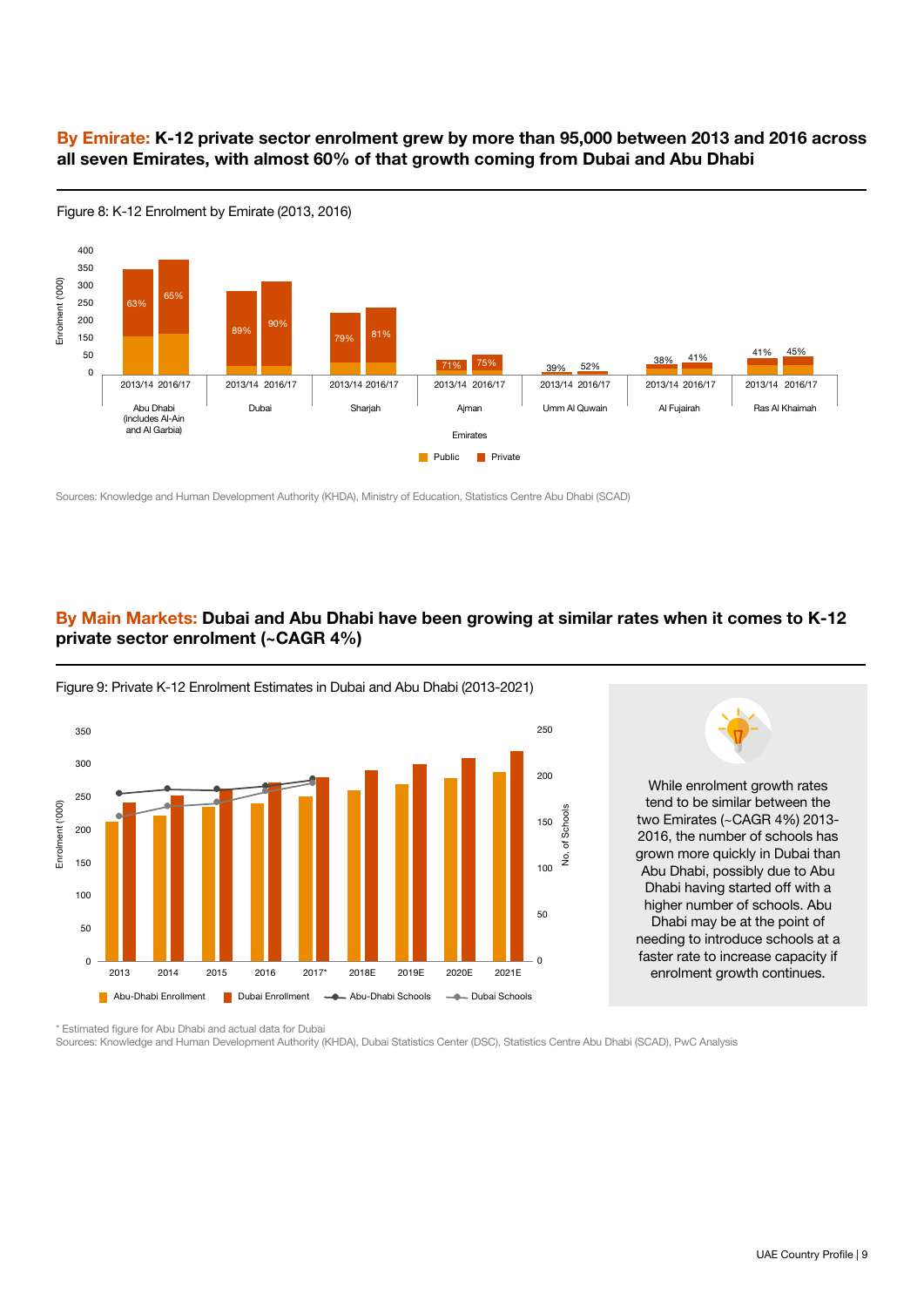## **By Emirate:** K-12 private sector enrolment grew by more than 95,000 between 2013 and 2016 across all seven Emirates, with almost 60% of that growth coming from Dubai and Abu Dhabi

Figure 8: K-12 Enrolment by Emirate (2013, 2016)

| Emirate | Year | Private share |
|---|---|---|
| Abu Dhabi (includes Al-Ain and Al Garbia) | 2013/14 | 63% |
| | 2016/17 | 65% |
| Dubai | 2013/14 | 89% |
| | 2016/17 | 90% |
| Sharjah | 2013/14 | 79% |
| | 2016/17 | 81% |
| Ajman | 2013/14 | 71% |
| | 2016/17 | 75% |
| Umm Al Quwain | 2013/14 | 39% |
| | 2016/17 | 52% |
| Al Fujairah | 2013/14 | 38% |
| | 2016/17 | 41% |
| Ras Al Khaimah | 2013/14 | 41% |
| | 2016/17 | 45% |

Sources: Knowledge and Human Development Authority (KHDA), Ministry of Education, Statistics Centre Abu Dhabi (SCAD)

## **By Main Markets:** Dubai and Abu Dhabi have been growing at similar rates when it comes to K-12 private sector enrolment (~CAGR 4%)

Figure 9: Private K-12 Enrolment Estimates in Dubai and Abu Dhabi (2013-2021)

Legend: Abu-Dhabi Enrollment, Dubai Enrollment, Abu-Dhabi Schools, Dubai Schools. Years: 2013, 2014, 2015, 2016, 2017*, 2018E, 2019E, 2020E, 2021E. Left axis: Enrolment ('000); right axis: No. of Schools.

While enrolment growth rates tend to be similar between the two Emirates (~CAGR 4%) 2013-2016, the number of schools has grown more quickly in Dubai than Abu Dhabi, possibly due to Abu Dhabi having started off with a higher number of schools. Abu Dhabi may be at the point of needing to introduce schools at a faster rate to increase capacity if enrolment growth continues.

\* Estimated figure for Abu Dhabi and actual data for Dubai

Sources: Knowledge and Human Development Authority (KHDA), Dubai Statistics Center (DSC), Statistics Centre Abu Dhabi (SCAD), PwC Analysis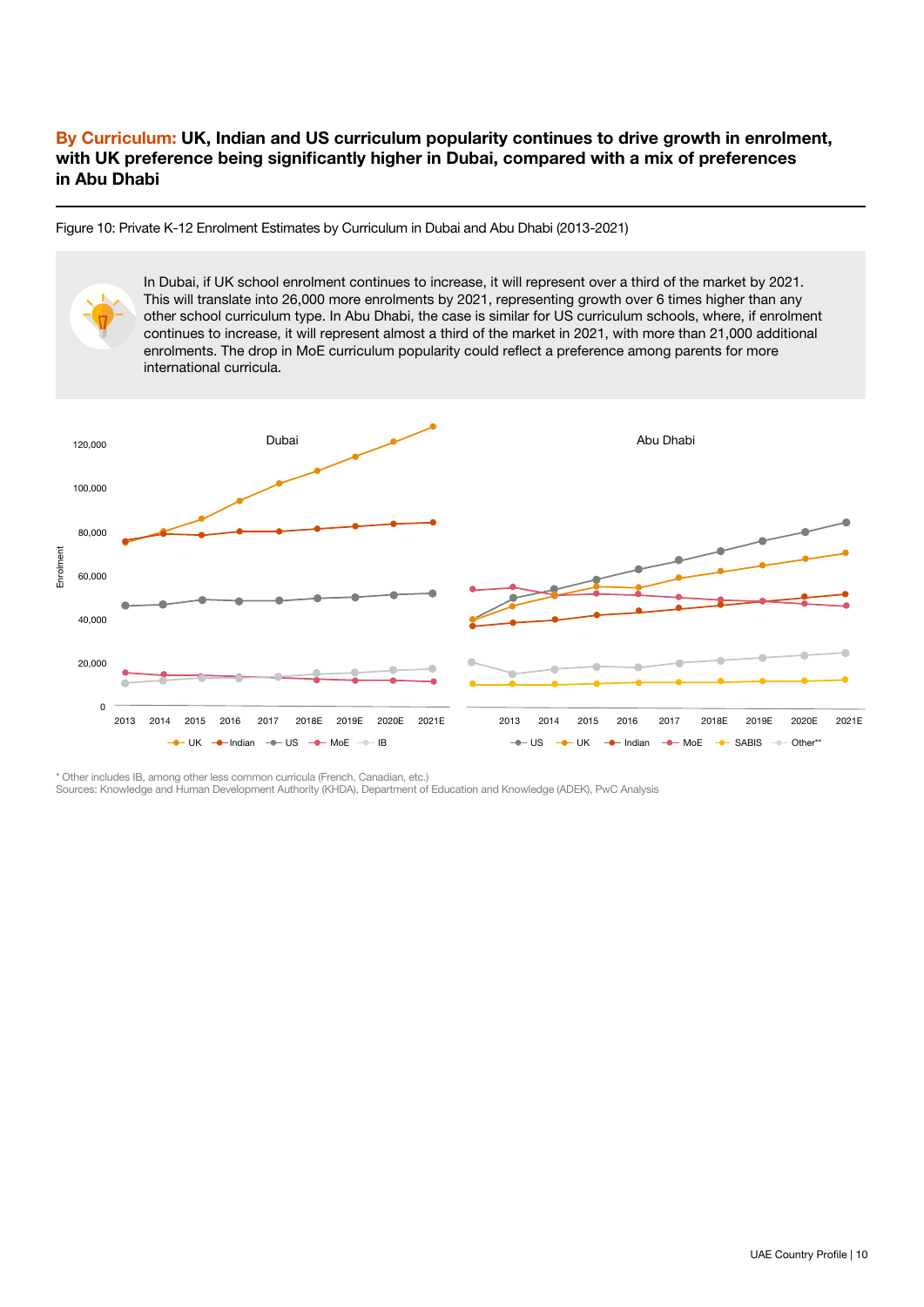## By Curriculum: UK, Indian and US curriculum popularity continues to drive growth in enrolment, with UK preference being significantly higher in Dubai, compared with a mix of preferences in Abu Dhabi

Figure 10: Private K-12 Enrolment Estimates by Curriculum in Dubai and Abu Dhabi (2013-2021)

In Dubai, if UK school enrolment continues to increase, it will represent over a third of the market by 2021. This will translate into 26,000 more enrolments by 2021, representing growth over 6 times higher than any other school curriculum type. In Abu Dhabi, the case is similar for US curriculum schools, where, if enrolment continues to increase, it will represent almost a third of the market in 2021, with more than 21,000 additional enrolments. The drop in MoE curriculum popularity could reflect a preference among parents for more international curricula.

\* Other includes IB, among other less common curricula (French, Canadian, etc.)

Sources: Knowledge and Human Development Authority (KHDA), Department of Education and Knowledge (ADEK), PwC Analysis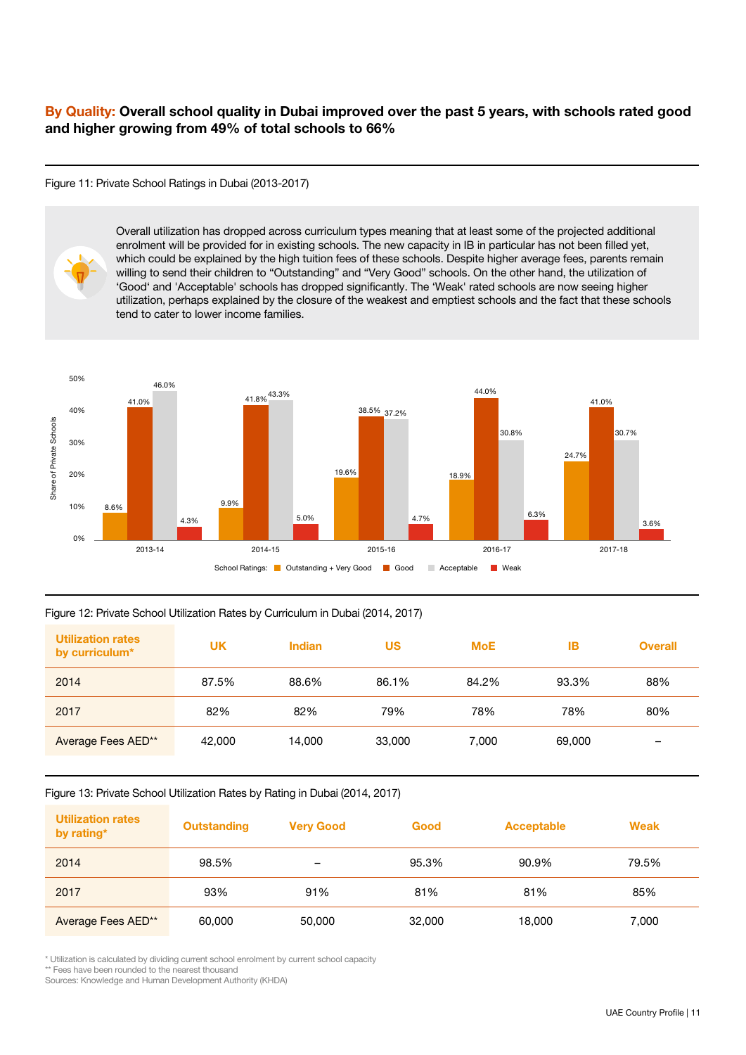## **By Quality:** Overall school quality in Dubai improved over the past 5 years, with schools rated good and higher growing from 49% of total schools to 66%

Figure 11: Private School Ratings in Dubai (2013-2017)

Overall utilization has dropped across curriculum types meaning that at least some of the projected additional enrolment will be provided for in existing schools. The new capacity in IB in particular has not been filled yet, which could be explained by the high tuition fees of these schools. Despite higher average fees, parents remain willing to send their children to "Outstanding" and "Very Good" schools. On the other hand, the utilization of 'Good' and 'Acceptable' schools has dropped significantly. The 'Weak' rated schools are now seeing higher utilization, perhaps explained by the closure of the weakest and emptiest schools and the fact that these schools tend to cater to lower income families.

| Share of Private Schools | 2013-14 | 2014-15 | 2015-16 | 2016-17 | 2017-18 |
|---|---|---|---|---|---|
| Outstanding + Very Good | 8.6% | 9.9% | 19.6% | 18.9% | 24.7% |
| Good | 41.0% | 41.8% | 38.5% | 44.0% | 41.0% |
| Acceptable | 46.0% | 43.3% | 37.2% | 30.8% | 30.7% |
| Weak | 4.3% | 5.0% | 4.7% | 6.3% | 3.6% |

Figure 12: Private School Utilization Rates by Curriculum in Dubai (2014, 2017)

| Utilization rates by curriculum* | UK | Indian | US | MoE | IB | Overall |
|---|---|---|---|---|---|---|
| 2014 | 87.5% | 88.6% | 86.1% | 84.2% | 93.3% | 88% |
| 2017 | 82% | 82% | 79% | 78% | 78% | 80% |
| Average Fees AED** | 42,000 | 14,000 | 33,000 | 7,000 | 69,000 | – |

Figure 13: Private School Utilization Rates by Rating in Dubai (2014, 2017)

| Utilization rates by rating* | Outstanding | Very Good | Good | Acceptable | Weak |
|---|---|---|---|---|---|
| 2014 | 98.5% | – | 95.3% | 90.9% | 79.5% |
| 2017 | 93% | 91% | 81% | 81% | 85% |
| Average Fees AED** | 60,000 | 50,000 | 32,000 | 18,000 | 7,000 |

\* Utilization is calculated by dividing current school enrolment by current school capacity
** Fees have been rounded to the nearest thousand
Sources: Knowledge and Human Development Authority (KHDA)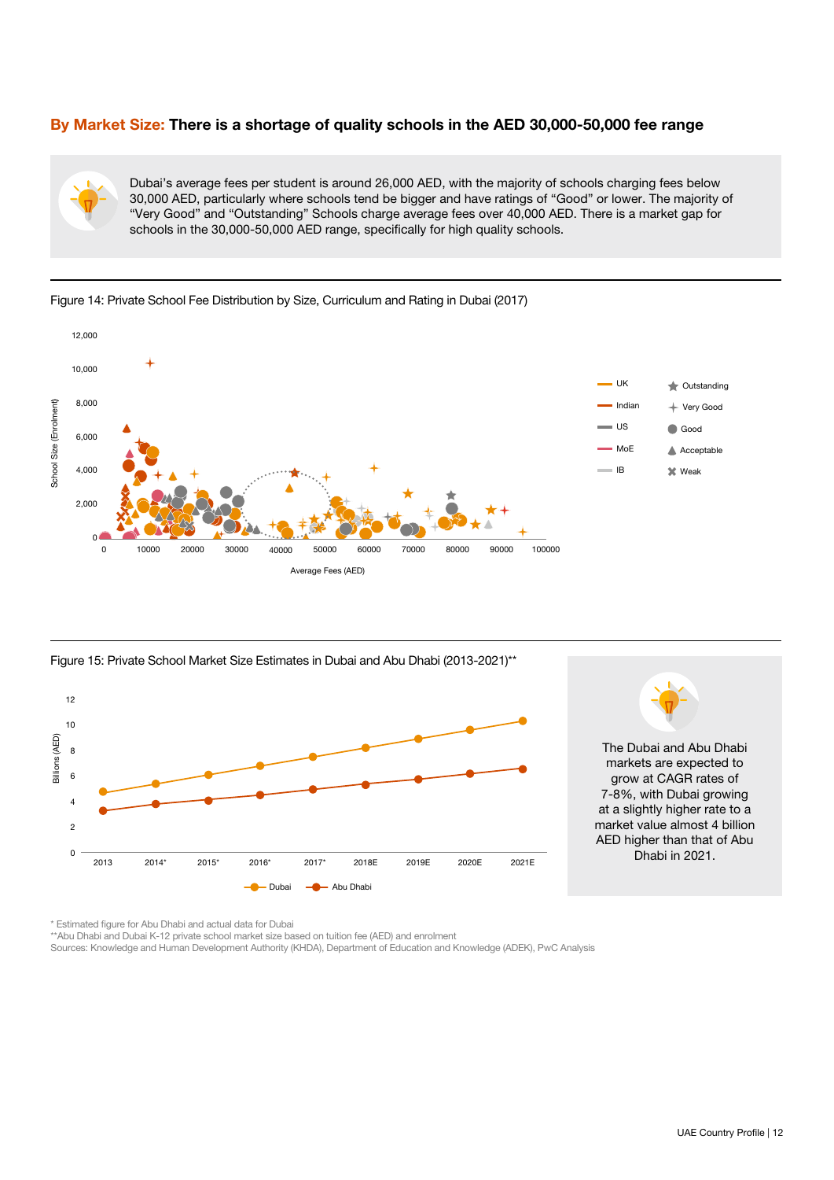## By Market Size: There is a shortage of quality schools in the AED 30,000-50,000 fee range

Dubai's average fees per student is around 26,000 AED, with the majority of schools charging fees below 30,000 AED, particularly where schools tend be bigger and have ratings of "Good" or lower. The majority of "Very Good" and "Outstanding" Schools charge average fees over 40,000 AED. There is a market gap for schools in the 30,000-50,000 AED range, specifically for high quality schools.

Figure 14: Private School Fee Distribution by Size, Curriculum and Rating in Dubai (2017)

Figure 15: Private School Market Size Estimates in Dubai and Abu Dhabi (2013-2021)**

The Dubai and Abu Dhabi markets are expected to grow at CAGR rates of 7-8%, with Dubai growing at a slightly higher rate to a market value almost 4 billion AED higher than that of Abu Dhabi in 2021.

* Estimated figure for Abu Dhabi and actual data for Dubai
**Abu Dhabi and Dubai K-12 private school market size based on tuition fee (AED) and enrolment
Sources: Knowledge and Human Development Authority (KHDA), Department of Education and Knowledge (ADEK), PwC Analysis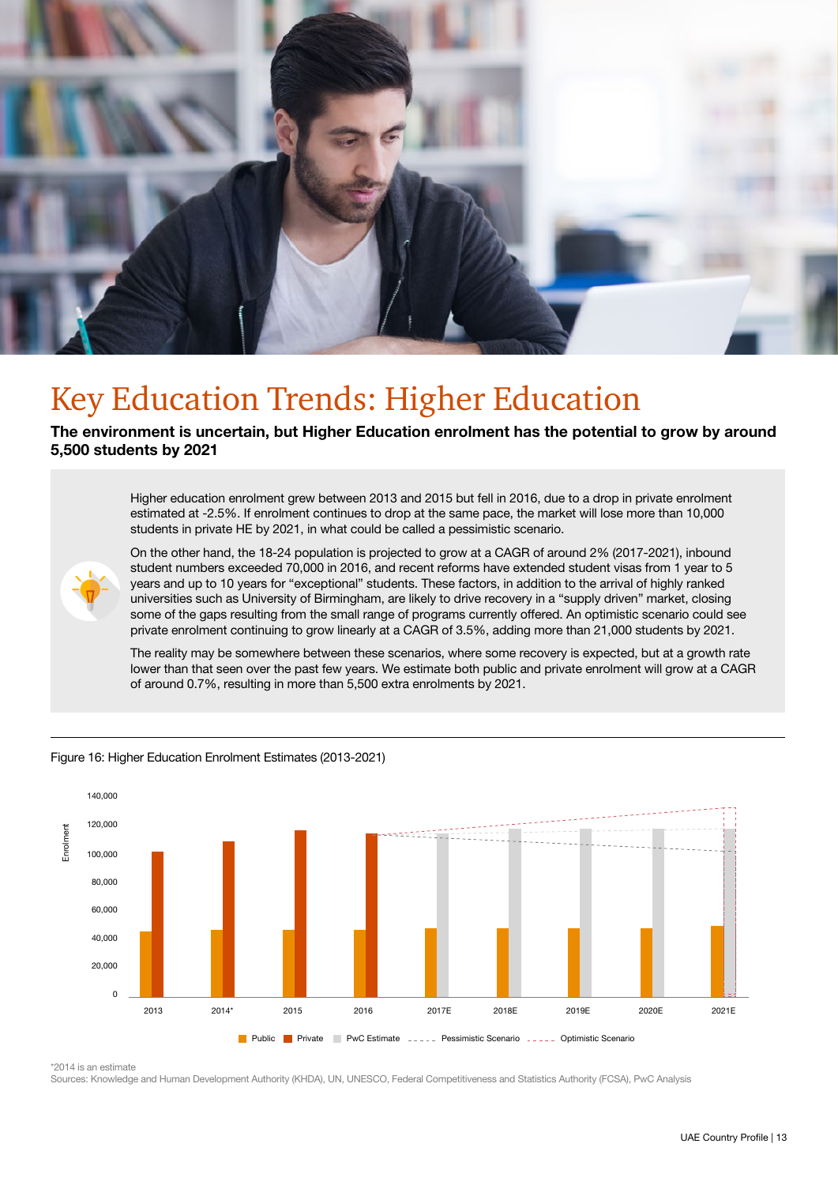# Key Education Trends: Higher Education

**The environment is uncertain, but Higher Education enrolment has the potential to grow by around 5,500 students by 2021**

Higher education enrolment grew between 2013 and 2015 but fell in 2016, due to a drop in private enrolment estimated at -2.5%. If enrolment continues to drop at the same pace, the market will lose more than 10,000 students in private HE by 2021, in what could be called a pessimistic scenario.

On the other hand, the 18-24 population is projected to grow at a CAGR of around 2% (2017-2021), inbound student numbers exceeded 70,000 in 2016, and recent reforms have extended student visas from 1 year to 5 years and up to 10 years for "exceptional" students. These factors, in addition to the arrival of highly ranked universities such as University of Birmingham, are likely to drive recovery in a "supply driven" market, closing some of the gaps resulting from the small range of programs currently offered. An optimistic scenario could see private enrolment continuing to grow linearly at a CAGR of 3.5%, adding more than 21,000 students by 2021.

The reality may be somewhere between these scenarios, where some recovery is expected, but at a growth rate lower than that seen over the past few years. We estimate both public and private enrolment will grow at a CAGR of around 0.7%, resulting in more than 5,500 extra enrolments by 2021.

Figure 16: Higher Education Enrolment Estimates (2013-2021)

*2014 is an estimate

Sources: Knowledge and Human Development Authority (KHDA), UN, UNESCO, Federal Competitiveness and Statistics Authority (FCSA), PwC Analysis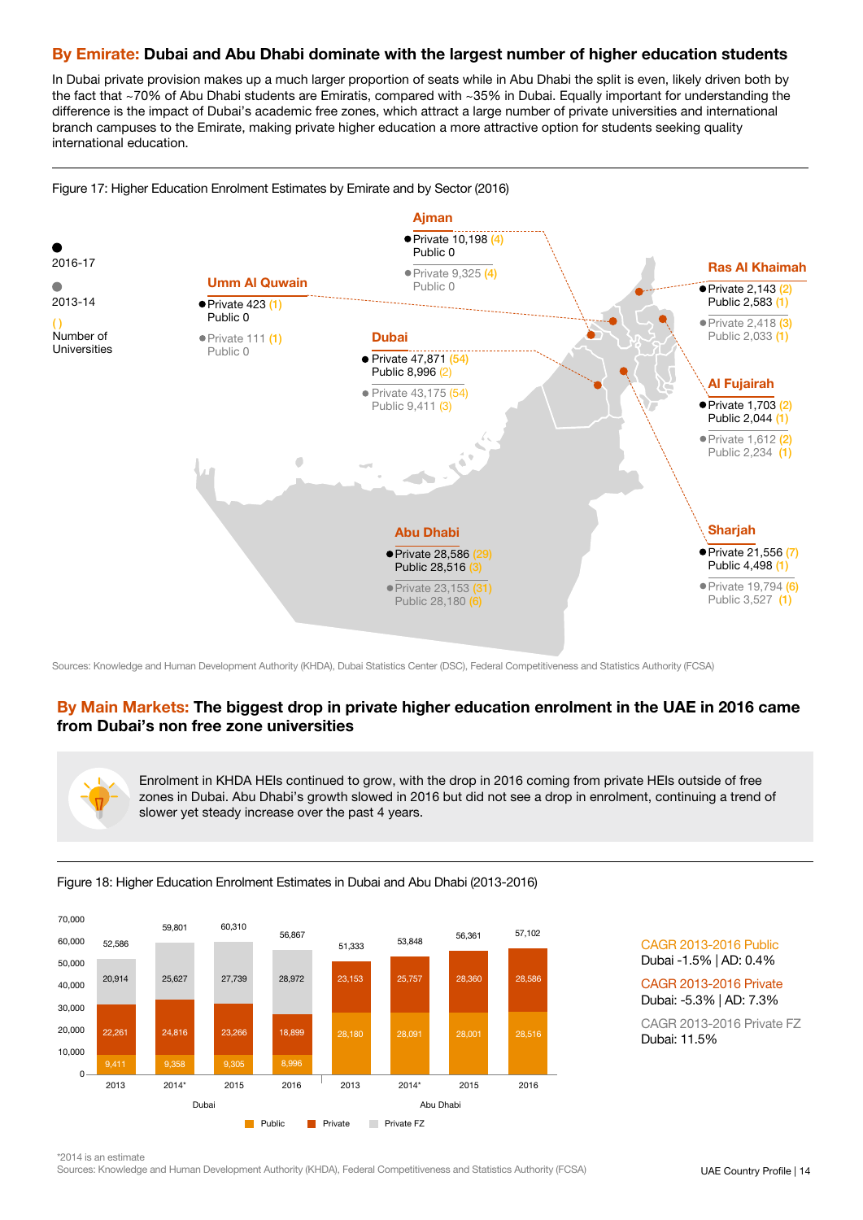## **By Emirate:** Dubai and Abu Dhabi dominate with the largest number of higher education students

In Dubai private provision makes up a much larger proportion of seats while in Abu Dhabi the split is even, likely driven both by the fact that ~70% of Abu Dhabi students are Emiratis, compared with ~35% in Dubai. Equally important for understanding the difference is the impact of Dubai's academic free zones, which attract a large number of private universities and international branch campuses to the Emirate, making private higher education a more attractive option for students seeking quality international education.

Figure 17: Higher Education Enrolment Estimates by Emirate and by Sector (2016)

Legend: ● 2016-17 | ● 2013-14 | ( ) Number of Universities

| Emirate | 2016-17 Private | 2016-17 Public | 2013-14 Private | 2013-14 Public |
|---|---|---|---|---|
| Ajman | 10,198 (4) | 0 | 9,325 (4) | 0 |
| Umm Al Quwain | 423 (1) | 0 | 111 (1) | 0 |
| Dubai | 47,871 (54) | 8,996 (2) | 43,175 (54) | 9,411 (3) |
| Ras Al Khaimah | 2,143 (2) | 2,583 (1) | 2,418 (3) | 2,033 (1) |
| Al Fujairah | 1,703 (2) | 2,044 (1) | 1,612 (2) | 2,234 (1) |
| Abu Dhabi | 28,586 (29) | 28,516 (3) | 23,153 (31) | 28,180 (6) |
| Sharjah | 21,556 (7) | 4,498 (1) | 19,794 (6) | 3,527 (1) |

Sources: Knowledge and Human Development Authority (KHDA), Dubai Statistics Center (DSC), Federal Competitiveness and Statistics Authority (FCSA)

## **By Main Markets:** The biggest drop in private higher education enrolment in the UAE in 2016 came from Dubai's non free zone universities

Enrolment in KHDA HEIs continued to grow, with the drop in 2016 coming from private HEIs outside of free zones in Dubai. Abu Dhabi's growth slowed in 2016 but did not see a drop in enrolment, continuing a trend of slower yet steady increase over the past 4 years.

Figure 18: Higher Education Enrolment Estimates in Dubai and Abu Dhabi (2013-2016)

| Emirate | Year | Public | Private | Private FZ | Total |
|---|---|---|---|---|---|
| Dubai | 2013 | 9,411 | 22,261 | 20,914 | 52,586 |
| Dubai | 2014* | 9,358 | 24,816 | 25,627 | 59,801 |
| Dubai | 2015 | 9,305 | 23,266 | 27,739 | 60,310 |
| Dubai | 2016 | 8,996 | 18,899 | 28,972 | 56,867 |
| Abu Dhabi | 2013 | 28,180 | 23,153 | | 51,333 |
| Abu Dhabi | 2014* | 28,091 | 25,757 | | 53,848 |
| Abu Dhabi | 2015 | 28,001 | 28,360 | | 56,361 |
| Abu Dhabi | 2016 | 28,516 | 28,586 | | 57,102 |

CAGR 2013-2016 Public
Dubai -1.5% | AD: 0.4%

CAGR 2013-2016 Private
Dubai: -5.3% | AD: 7.3%

CAGR 2013-2016 Private FZ
Dubai: 11.5%

*2014 is an estimate

Sources: Knowledge and Human Development Authority (KHDA), Federal Competitiveness and Statistics Authority (FCSA)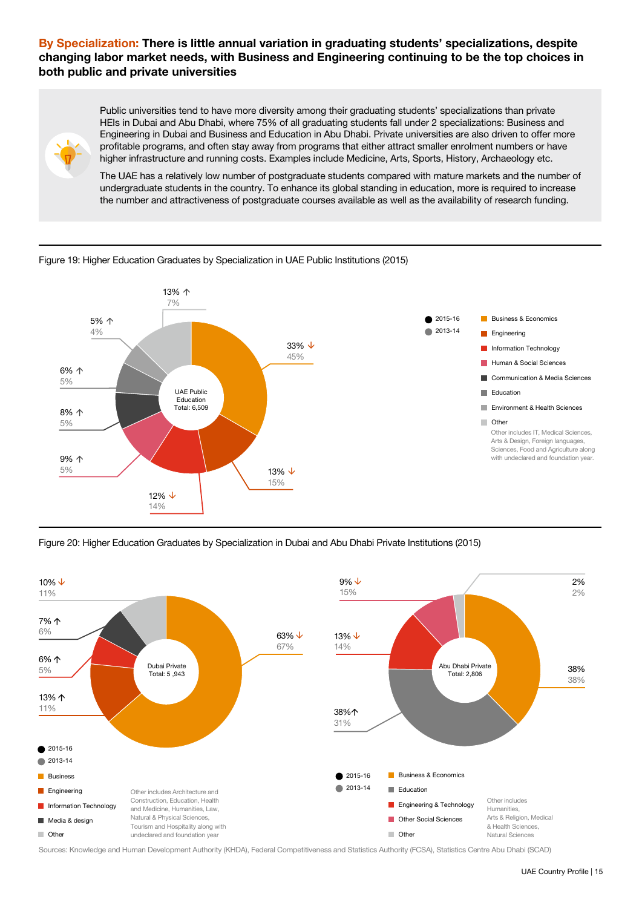**By Specialization: There is little annual variation in graduating students' specializations, despite changing labor market needs, with Business and Engineering continuing to be the top choices in both public and private universities**

Public universities tend to have more diversity among their graduating students' specializations than private HEIs in Dubai and Abu Dhabi, where 75% of all graduating students fall under 2 specializations: Business and Engineering in Dubai and Business and Education in Abu Dhabi. Private universities are also driven to offer more profitable programs, and often stay away from programs that either attract smaller enrolment numbers or have higher infrastructure and running costs. Examples include Medicine, Arts, Sports, History, Archaeology etc.

The UAE has a relatively low number of postgraduate students compared with mature markets and the number of undergraduate students in the country. To enhance its global standing in education, more is required to increase the number and attractiveness of postgraduate courses available as well as the availability of research funding.

Figure 19: Higher Education Graduates by Specialization in UAE Public Institutions (2015)

UAE Public Education Total: 6,509

| Specialization | 2015-16 | 2013-14 |
|---|---|---|
| Business & Economics | 33% ↓ | 45% |
| Engineering | 13% ↓ | 15% |
| Information Technology | 12% ↓ | 14% |
| Human & Social Sciences | 9% ↑ | 5% |
| Communication & Media Sciences | 8% ↑ | 5% |
| Education | 6% ↑ | 5% |
| Environment & Health Sciences | 5% ↑ | 4% |
| Other | 13% ↑ | 7% |

Other includes IT, Medical Sciences, Arts & Design, Foreign languages, Sciences, Food and Agriculture along with undeclared and foundation year.

Figure 20: Higher Education Graduates by Specialization in Dubai and Abu Dhabi Private Institutions (2015)

Dubai Private Total: 5 ,943

| Specialization | 2015-16 | 2013-14 |
|---|---|---|
| Business | 63% ↓ | 67% |
| Engineering | 13% ↑ | 11% |
| Information Technology | 6% ↑ | 5% |
| Media & design | 7% ↑ | 6% |
| Other | 10% ↓ | 11% |

Other includes Architecture and Construction, Education, Health and Medicine, Humanities, Law, Natural & Physical Sciences, Tourism and Hospitality along with undeclared and foundation year

Abu Dhabi Private Total: 2,806

| Specialization | 2015-16 | 2013-14 |
|---|---|---|
| Business & Economics | 38% | 38% |
| Education | 38% ↑ | 31% |
| Engineering & Technology | 13% ↓ | 14% |
| Other Social Sciences | 9% ↓ | 15% |
| Other | 2% | 2% |

Other includes Humanities, Arts & Religion, Medical & Health Sciences, Natural Sciences

Sources: Knowledge and Human Development Authority (KHDA), Federal Competitiveness and Statistics Authority (FCSA), Statistics Centre Abu Dhabi (SCAD)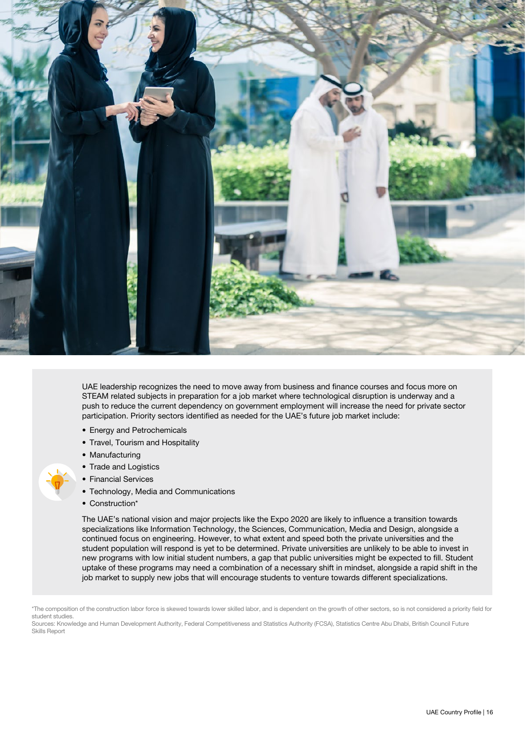UAE leadership recognizes the need to move away from business and finance courses and focus more on STEAM related subjects in preparation for a job market where technological disruption is underway and a push to reduce the current dependency on government employment will increase the need for private sector participation. Priority sectors identified as needed for the UAE's future job market include:

- Energy and Petrochemicals
- Travel, Tourism and Hospitality
- Manufacturing
- Trade and Logistics
- Financial Services
- Technology, Media and Communications
- Construction*

The UAE's national vision and major projects like the Expo 2020 are likely to influence a transition towards specializations like Information Technology, the Sciences, Communication, Media and Design, alongside a continued focus on engineering. However, to what extent and speed both the private universities and the student population will respond is yet to be determined. Private universities are unlikely to be able to invest in new programs with low initial student numbers, a gap that public universities might be expected to fill. Student uptake of these programs may need a combination of a necessary shift in mindset, alongside a rapid shift in the job market to supply new jobs that will encourage students to venture towards different specializations.

*The composition of the construction labor force is skewed towards lower skilled labor, and is dependent on the growth of other sectors, so is not considered a priority field for student studies.

Sources: Knowledge and Human Development Authority, Federal Competitiveness and Statistics Authority (FCSA), Statistics Centre Abu Dhabi, British Council Future Skills Report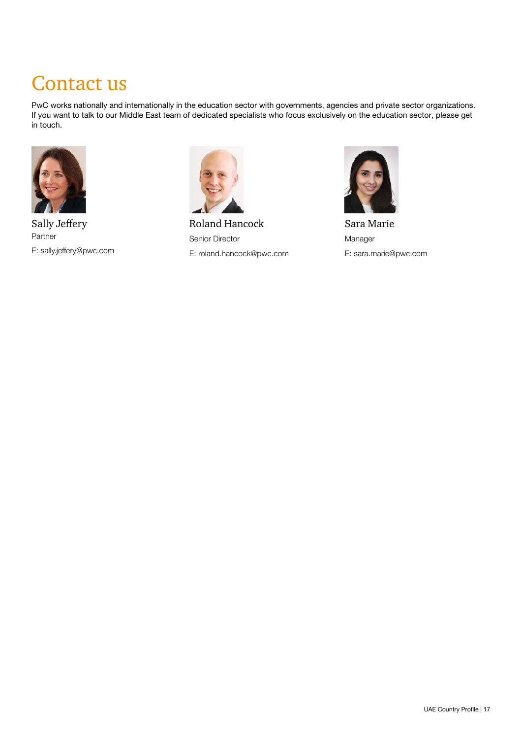# Contact us

PwC works nationally and internationally in the education sector with governments, agencies and private sector organizations. If you want to talk to our Middle East team of dedicated specialists who focus exclusively on the education sector, please get in touch.

### Sally Jeffery

Partner

E: sally.jeffery@pwc.com

### Roland Hancock

Senior Director

E: roland.hancock@pwc.com

### Sara Marie

Manager

E: sara.marie@pwc.com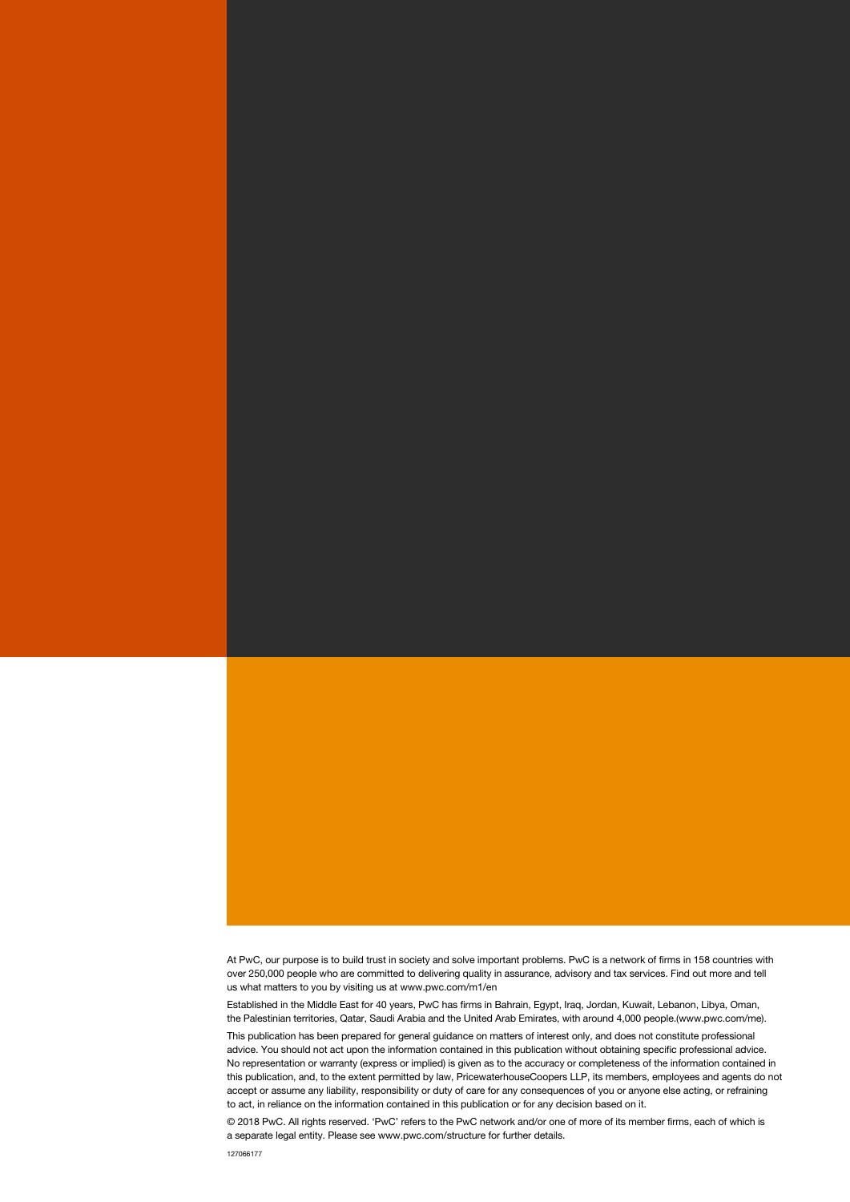At PwC, our purpose is to build trust in society and solve important problems. PwC is a network of firms in 158 countries with over 250,000 people who are committed to delivering quality in assurance, advisory and tax services. Find out more and tell us what matters to you by visiting us at www.pwc.com/m1/en

Established in the Middle East for 40 years, PwC has firms in Bahrain, Egypt, Iraq, Jordan, Kuwait, Lebanon, Libya, Oman, the Palestinian territories, Qatar, Saudi Arabia and the United Arab Emirates, with around 4,000 people.(www.pwc.com/me).

This publication has been prepared for general guidance on matters of interest only, and does not constitute professional advice. You should not act upon the information contained in this publication without obtaining specific professional advice. No representation or warranty (express or implied) is given as to the accuracy or completeness of the information contained in this publication, and, to the extent permitted by law, PricewaterhouseCoopers LLP, its members, employees and agents do not accept or assume any liability, responsibility or duty of care for any consequences of you or anyone else acting, or refraining to act, in reliance on the information contained in this publication or for any decision based on it.

© 2018 PwC. All rights reserved. 'PwC' refers to the PwC network and/or one of more of its member firms, each of which is a separate legal entity. Please see www.pwc.com/structure for further details.

127066177